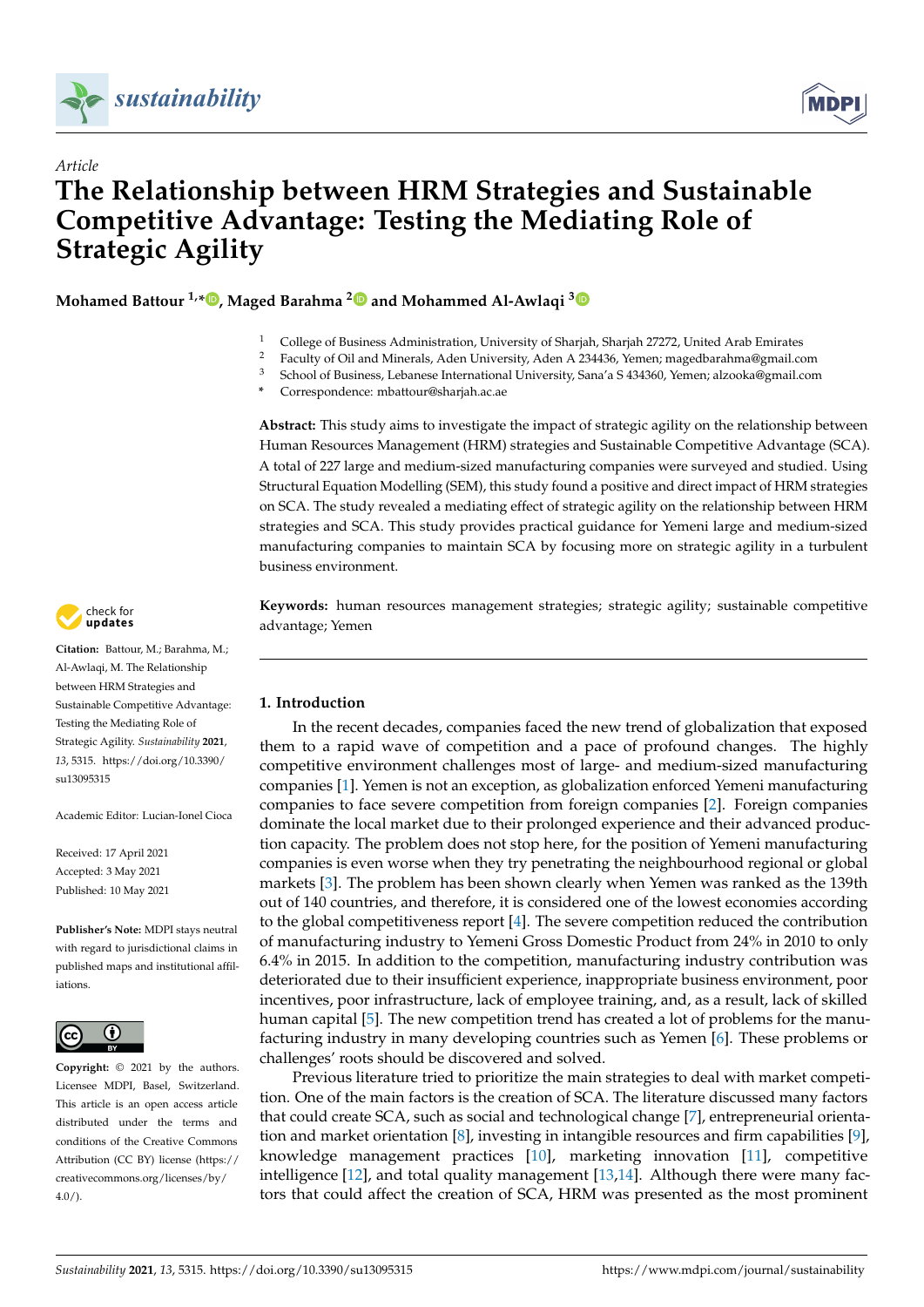*Article*

# The Relationship between HRM Strategies and Sustainable Competitive Advantage: Testing the Mediating Role of Strategic Agility

**Mohamed Battour [1,*], Maged Barahma [2] and Mohammed Al-Awlaqi [3]**

[1] College of Business Administration, University of Sharjah, Sharjah 27272, United Arab Emirates
[2] Faculty of Oil and Minerals, Aden University, Aden A 234436, Yemen; magedbarahma@gmail.com
[3] School of Business, Lebanese International University, Sana'a S 434360, Yemen; alzooka@gmail.com
[*] Correspondence: mbattour@sharjah.ac.ae

**Abstract:** This study aims to investigate the impact of strategic agility on the relationship between Human Resources Management (HRM) strategies and Sustainable Competitive Advantage (SCA). A total of 227 large and medium-sized manufacturing companies were surveyed and studied. Using Structural Equation Modelling (SEM), this study found a positive and direct impact of HRM strategies on SCA. The study revealed a mediating effect of strategic agility on the relationship between HRM strategies and SCA. This study provides practical guidance for Yemeni large and medium-sized manufacturing companies to maintain SCA by focusing more on strategic agility in a turbulent business environment.

**Keywords:** human resources management strategies; strategic agility; sustainable competitive advantage; Yemen

**Citation:** Battour, M.; Barahma, M.; Al-Awlaqi, M. The Relationship between HRM Strategies and Sustainable Competitive Advantage: Testing the Mediating Role of Strategic Agility. *Sustainability* **2021**, *13*, 5315. https://doi.org/10.3390/su13095315

Academic Editor: Lucian-Ionel Cioca

Received: 17 April 2021
Accepted: 3 May 2021
Published: 10 May 2021

**Publisher's Note:** MDPI stays neutral with regard to jurisdictional claims in published maps and institutional affiliations.

**Copyright:** © 2021 by the authors. Licensee MDPI, Basel, Switzerland. This article is an open access article distributed under the terms and conditions of the Creative Commons Attribution (CC BY) license (https://creativecommons.org/licenses/by/4.0/).

## 1. Introduction

In the recent decades, companies faced the new trend of globalization that exposed them to a rapid wave of competition and a pace of profound changes. The highly competitive environment challenges most of large- and medium-sized manufacturing companies [1]. Yemen is not an exception, as globalization enforced Yemeni manufacturing companies to face severe competition from foreign companies [2]. Foreign companies dominate the local market due to their prolonged experience and their advanced production capacity. The problem does not stop here, for the position of Yemeni manufacturing companies is even worse when they try penetrating the neighbourhood regional or global markets [3]. The problem has been shown clearly when Yemen was ranked as the 139th out of 140 countries, and therefore, it is considered one of the lowest economies according to the global competitiveness report [4]. The severe competition reduced the contribution of manufacturing industry to Yemeni Gross Domestic Product from 24% in 2010 to only 6.4% in 2015. In addition to the competition, manufacturing industry contribution was deteriorated due to their insufficient experience, inappropriate business environment, poor incentives, poor infrastructure, lack of employee training, and, as a result, lack of skilled human capital [5]. The new competition trend has created a lot of problems for the manufacturing industry in many developing countries such as Yemen [6]. These problems or challenges' roots should be discovered and solved.

Previous literature tried to prioritize the main strategies to deal with market competition. One of the main factors is the creation of SCA. The literature discussed many factors that could create SCA, such as social and technological change [7], entrepreneurial orientation and market orientation [8], investing in intangible resources and firm capabilities [9], knowledge management practices [10], marketing innovation [11], competitive intelligence [12], and total quality management [13,14]. Although there were many factors that could affect the creation of SCA, HRM was presented as the most prominent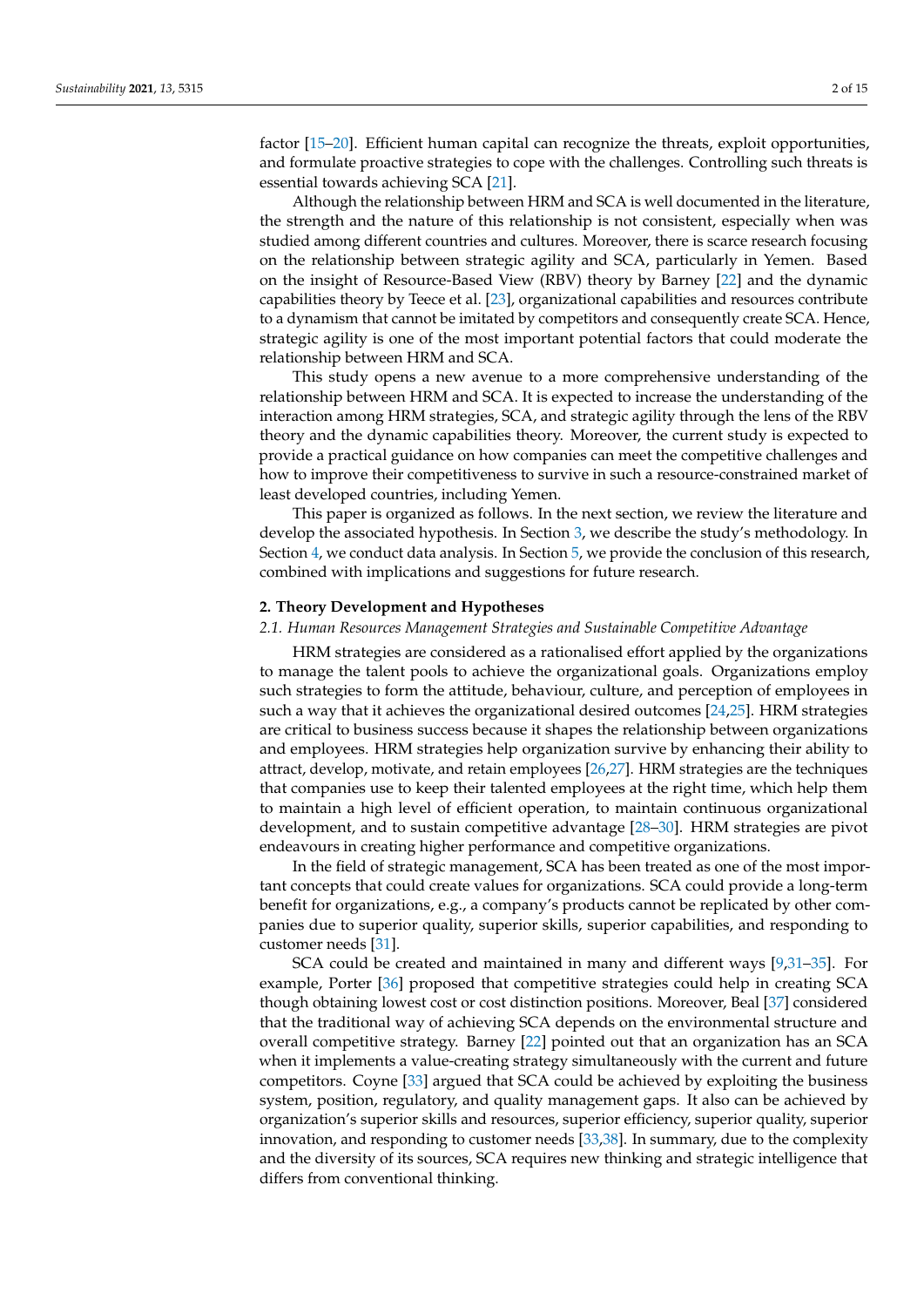factor [15–20]. Efficient human capital can recognize the threats, exploit opportunities, and formulate proactive strategies to cope with the challenges. Controlling such threats is essential towards achieving SCA [21].

Although the relationship between HRM and SCA is well documented in the literature, the strength and the nature of this relationship is not consistent, especially when was studied among different countries and cultures. Moreover, there is scarce research focusing on the relationship between strategic agility and SCA, particularly in Yemen. Based on the insight of Resource-Based View (RBV) theory by Barney [22] and the dynamic capabilities theory by Teece et al. [23], organizational capabilities and resources contribute to a dynamism that cannot be imitated by competitors and consequently create SCA. Hence, strategic agility is one of the most important potential factors that could moderate the relationship between HRM and SCA.

This study opens a new avenue to a more comprehensive understanding of the relationship between HRM and SCA. It is expected to increase the understanding of the interaction among HRM strategies, SCA, and strategic agility through the lens of the RBV theory and the dynamic capabilities theory. Moreover, the current study is expected to provide a practical guidance on how companies can meet the competitive challenges and how to improve their competitiveness to survive in such a resource-constrained market of least developed countries, including Yemen.

This paper is organized as follows. In the next section, we review the literature and develop the associated hypothesis. In Section 3, we describe the study's methodology. In Section 4, we conduct data analysis. In Section 5, we provide the conclusion of this research, combined with implications and suggestions for future research.

## 2. Theory Development and Hypotheses

### *2.1. Human Resources Management Strategies and Sustainable Competitive Advantage*

HRM strategies are considered as a rationalised effort applied by the organizations to manage the talent pools to achieve the organizational goals. Organizations employ such strategies to form the attitude, behaviour, culture, and perception of employees in such a way that it achieves the organizational desired outcomes [24,25]. HRM strategies are critical to business success because it shapes the relationship between organizations and employees. HRM strategies help organization survive by enhancing their ability to attract, develop, motivate, and retain employees [26,27]. HRM strategies are the techniques that companies use to keep their talented employees at the right time, which help them to maintain a high level of efficient operation, to maintain continuous organizational development, and to sustain competitive advantage [28–30]. HRM strategies are pivot endeavours in creating higher performance and competitive organizations.

In the field of strategic management, SCA has been treated as one of the most important concepts that could create values for organizations. SCA could provide a long-term benefit for organizations, e.g., a company's products cannot be replicated by other companies due to superior quality, superior skills, superior capabilities, and responding to customer needs [31].

SCA could be created and maintained in many and different ways [9,31–35]. For example, Porter [36] proposed that competitive strategies could help in creating SCA though obtaining lowest cost or cost distinction positions. Moreover, Beal [37] considered that the traditional way of achieving SCA depends on the environmental structure and overall competitive strategy. Barney [22] pointed out that an organization has an SCA when it implements a value-creating strategy simultaneously with the current and future competitors. Coyne [33] argued that SCA could be achieved by exploiting the business system, position, regulatory, and quality management gaps. It also can be achieved by organization's superior skills and resources, superior efficiency, superior quality, superior innovation, and responding to customer needs [33,38]. In summary, due to the complexity and the diversity of its sources, SCA requires new thinking and strategic intelligence that differs from conventional thinking.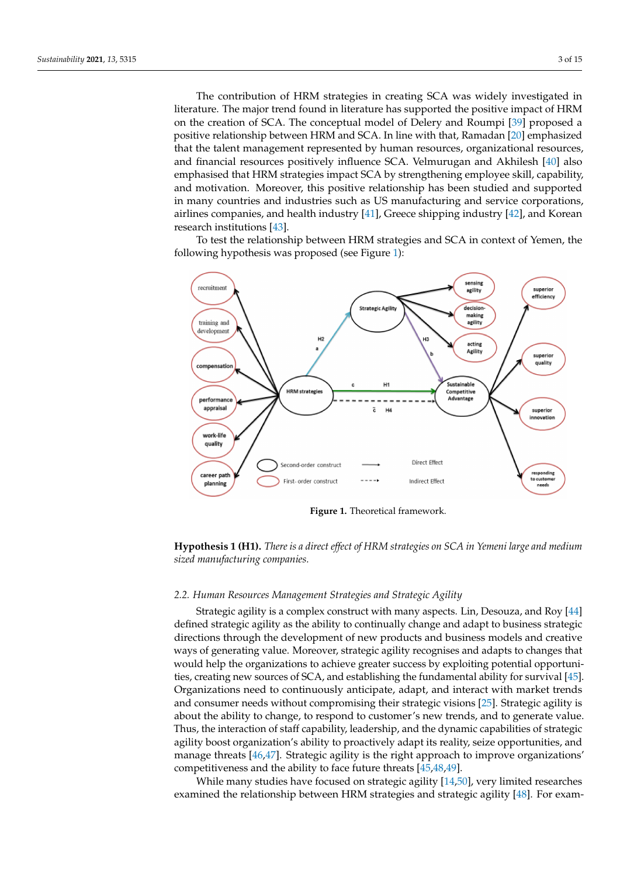The contribution of HRM strategies in creating SCA was widely investigated in literature. The major trend found in literature has supported the positive impact of HRM on the creation of SCA. The conceptual model of Delery and Roumpi [39] proposed a positive relationship between HRM and SCA. In line with that, Ramadan [20] emphasized that the talent management represented by human resources, organizational resources, and financial resources positively influence SCA. Velmurugan and Akhilesh [40] also emphasised that HRM strategies impact SCA by strengthening employee skill, capability, and motivation. Moreover, this positive relationship has been studied and supported in many countries and industries such as US manufacturing and service corporations, airlines companies, and health industry [41], Greece shipping industry [42], and Korean research institutions [43].

To test the relationship between HRM strategies and SCA in context of Yemen, the following hypothesis was proposed (see Figure 1):

**Figure 1.** Theoretical framework.

**Hypothesis 1 (H1).** *There is a direct effect of HRM strategies on SCA in Yemeni large and medium sized manufacturing companies.*

### 2.2. Human Resources Management Strategies and Strategic Agility

Strategic agility is a complex construct with many aspects. Lin, Desouza, and Roy [44] defined strategic agility as the ability to continually change and adapt to business strategic directions through the development of new products and business models and creative ways of generating value. Moreover, strategic agility recognises and adapts to changes that would help the organizations to achieve greater success by exploiting potential opportunities, creating new sources of SCA, and establishing the fundamental ability for survival [45]. Organizations need to continuously anticipate, adapt, and interact with market trends and consumer needs without compromising their strategic visions [25]. Strategic agility is about the ability to change, to respond to customer's new trends, and to generate value. Thus, the interaction of staff capability, leadership, and the dynamic capabilities of strategic agility boost organization's ability to proactively adapt its reality, seize opportunities, and manage threats [46,47]. Strategic agility is the right approach to improve organizations' competitiveness and the ability to face future threats [45,48,49].

While many studies have focused on strategic agility [14,50], very limited researches examined the relationship between HRM strategies and strategic agility [48]. For exam-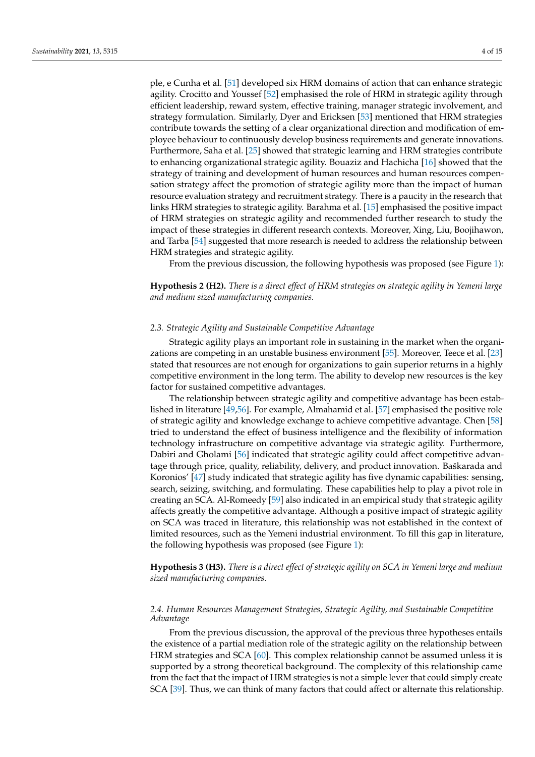ple, e Cunha et al. [51] developed six HRM domains of action that can enhance strategic agility. Crocitto and Youssef [52] emphasised the role of HRM in strategic agility through efficient leadership, reward system, effective training, manager strategic involvement, and strategy formulation. Similarly, Dyer and Ericksen [53] mentioned that HRM strategies contribute towards the setting of a clear organizational direction and modification of employee behaviour to continuously develop business requirements and generate innovations. Furthermore, Saha et al. [25] showed that strategic learning and HRM strategies contribute to enhancing organizational strategic agility. Bouaziz and Hachicha [16] showed that the strategy of training and development of human resources and human resources compensation strategy affect the promotion of strategic agility more than the impact of human resource evaluation strategy and recruitment strategy. There is a paucity in the research that links HRM strategies to strategic agility. Barahma et al. [15] emphasised the positive impact of HRM strategies on strategic agility and recommended further research to study the impact of these strategies in different research contexts. Moreover, Xing, Liu, Boojihawon, and Tarba [54] suggested that more research is needed to address the relationship between HRM strategies and strategic agility.

From the previous discussion, the following hypothesis was proposed (see Figure 1):

**Hypothesis 2 (H2).** *There is a direct effect of HRM strategies on strategic agility in Yemeni large and medium sized manufacturing companies.*

### 2.3. Strategic Agility and Sustainable Competitive Advantage

Strategic agility plays an important role in sustaining in the market when the organizations are competing in an unstable business environment [55]. Moreover, Teece et al. [23] stated that resources are not enough for organizations to gain superior returns in a highly competitive environment in the long term. The ability to develop new resources is the key factor for sustained competitive advantages.

The relationship between strategic agility and competitive advantage has been established in literature [49,56]. For example, Almahamid et al. [57] emphasised the positive role of strategic agility and knowledge exchange to achieve competitive advantage. Chen [58] tried to understand the effect of business intelligence and the flexibility of information technology infrastructure on competitive advantage via strategic agility. Furthermore, Dabiri and Gholami [56] indicated that strategic agility could affect competitive advantage through price, quality, reliability, delivery, and product innovation. Baškarada and Koronios' [47] study indicated that strategic agility has five dynamic capabilities: sensing, search, seizing, switching, and formulating. These capabilities help to play a pivot role in creating an SCA. Al-Romeedy [59] also indicated in an empirical study that strategic agility affects greatly the competitive advantage. Although a positive impact of strategic agility on SCA was traced in literature, this relationship was not established in the context of limited resources, such as the Yemeni industrial environment. To fill this gap in literature, the following hypothesis was proposed (see Figure 1):

**Hypothesis 3 (H3).** *There is a direct effect of strategic agility on SCA in Yemeni large and medium sized manufacturing companies.*

### 2.4. Human Resources Management Strategies, Strategic Agility, and Sustainable Competitive Advantage

From the previous discussion, the approval of the previous three hypotheses entails the existence of a partial mediation role of the strategic agility on the relationship between HRM strategies and SCA [60]. This complex relationship cannot be assumed unless it is supported by a strong theoretical background. The complexity of this relationship came from the fact that the impact of HRM strategies is not a simple lever that could simply create SCA [39]. Thus, we can think of many factors that could affect or alternate this relationship.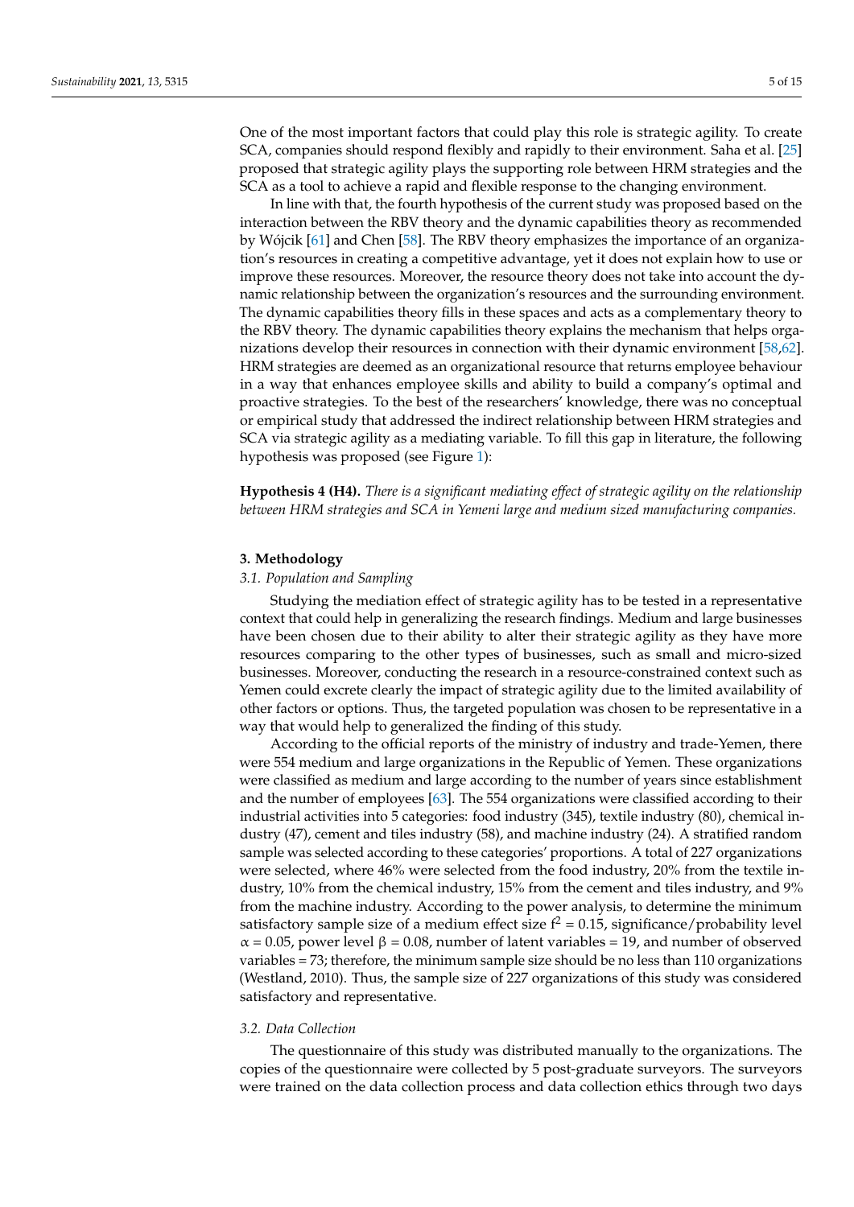One of the most important factors that could play this role is strategic agility. To create SCA, companies should respond flexibly and rapidly to their environment. Saha et al. [25] proposed that strategic agility plays the supporting role between HRM strategies and the SCA as a tool to achieve a rapid and flexible response to the changing environment.

In line with that, the fourth hypothesis of the current study was proposed based on the interaction between the RBV theory and the dynamic capabilities theory as recommended by Wójcik [61] and Chen [58]. The RBV theory emphasizes the importance of an organization's resources in creating a competitive advantage, yet it does not explain how to use or improve these resources. Moreover, the resource theory does not take into account the dynamic relationship between the organization's resources and the surrounding environment. The dynamic capabilities theory fills in these spaces and acts as a complementary theory to the RBV theory. The dynamic capabilities theory explains the mechanism that helps organizations develop their resources in connection with their dynamic environment [58,62]. HRM strategies are deemed as an organizational resource that returns employee behaviour in a way that enhances employee skills and ability to build a company's optimal and proactive strategies. To the best of the researchers' knowledge, there was no conceptual or empirical study that addressed the indirect relationship between HRM strategies and SCA via strategic agility as a mediating variable. To fill this gap in literature, the following hypothesis was proposed (see Figure 1):

**Hypothesis 4 (H4).** *There is a significant mediating effect of strategic agility on the relationship between HRM strategies and SCA in Yemeni large and medium sized manufacturing companies.*

## 3. Methodology

### *3.1. Population and Sampling*

Studying the mediation effect of strategic agility has to be tested in a representative context that could help in generalizing the research findings. Medium and large businesses have been chosen due to their ability to alter their strategic agility as they have more resources comparing to the other types of businesses, such as small and micro-sized businesses. Moreover, conducting the research in a resource-constrained context such as Yemen could excrete clearly the impact of strategic agility due to the limited availability of other factors or options. Thus, the targeted population was chosen to be representative in a way that would help to generalized the finding of this study.

According to the official reports of the ministry of industry and trade-Yemen, there were 554 medium and large organizations in the Republic of Yemen. These organizations were classified as medium and large according to the number of years since establishment and the number of employees [63]. The 554 organizations were classified according to their industrial activities into 5 categories: food industry (345), textile industry (80), chemical industry (47), cement and tiles industry (58), and machine industry (24). A stratified random sample was selected according to these categories' proportions. A total of 227 organizations were selected, where 46% were selected from the food industry, 20% from the textile industry, 10% from the chemical industry, 15% from the cement and tiles industry, and 9% from the machine industry. According to the power analysis, to determine the minimum satisfactory sample size of a medium effect size $f^2 = 0.15$, significance/probability level $\alpha = 0.05$, power level $\beta = 0.08$, number of latent variables = 19, and number of observed variables = 73; therefore, the minimum sample size should be no less than 110 organizations (Westland, 2010). Thus, the sample size of 227 organizations of this study was considered satisfactory and representative.

### *3.2. Data Collection*

The questionnaire of this study was distributed manually to the organizations. The copies of the questionnaire were collected by 5 post-graduate surveyors. The surveyors were trained on the data collection process and data collection ethics through two days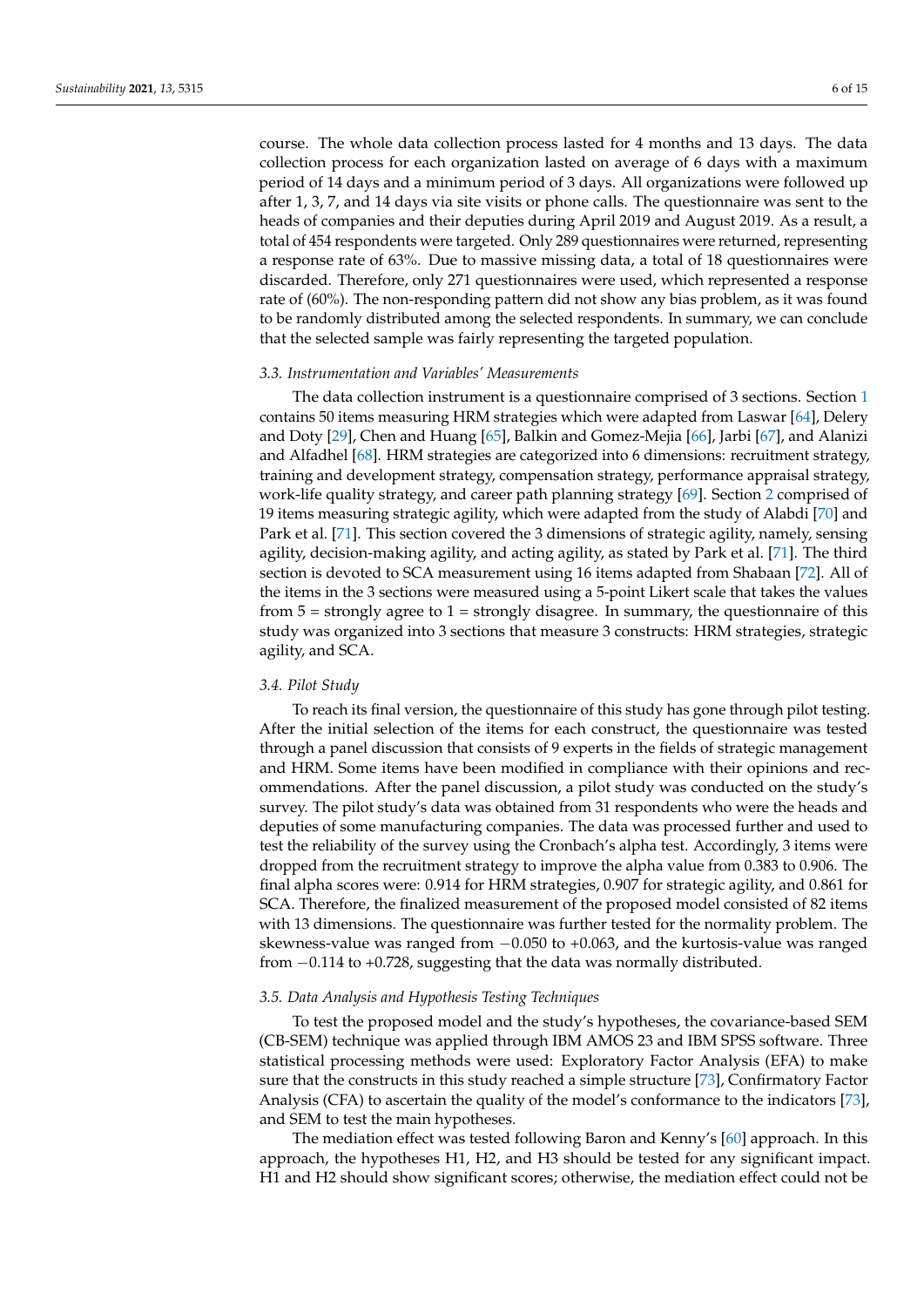course. The whole data collection process lasted for 4 months and 13 days. The data collection process for each organization lasted on average of 6 days with a maximum period of 14 days and a minimum period of 3 days. All organizations were followed up after 1, 3, 7, and 14 days via site visits or phone calls. The questionnaire was sent to the heads of companies and their deputies during April 2019 and August 2019. As a result, a total of 454 respondents were targeted. Only 289 questionnaires were returned, representing a response rate of 63%. Due to massive missing data, a total of 18 questionnaires were discarded. Therefore, only 271 questionnaires were used, which represented a response rate of (60%). The non-responding pattern did not show any bias problem, as it was found to be randomly distributed among the selected respondents. In summary, we can conclude that the selected sample was fairly representing the targeted population.

### 3.3. Instrumentation and Variables' Measurements

The data collection instrument is a questionnaire comprised of 3 sections. Section 1 contains 50 items measuring HRM strategies which were adapted from Laswar [64], Delery and Doty [29], Chen and Huang [65], Balkin and Gomez-Mejia [66], Jarbi [67], and Alanizi and Alfadhel [68]. HRM strategies are categorized into 6 dimensions: recruitment strategy, training and development strategy, compensation strategy, performance appraisal strategy, work-life quality strategy, and career path planning strategy [69]. Section 2 comprised of 19 items measuring strategic agility, which were adapted from the study of Alabdi [70] and Park et al. [71]. This section covered the 3 dimensions of strategic agility, namely, sensing agility, decision-making agility, and acting agility, as stated by Park et al. [71]. The third section is devoted to SCA measurement using 16 items adapted from Shabaan [72]. All of the items in the 3 sections were measured using a 5-point Likert scale that takes the values from 5 = strongly agree to 1 = strongly disagree. In summary, the questionnaire of this study was organized into 3 sections that measure 3 constructs: HRM strategies, strategic agility, and SCA.

### 3.4. Pilot Study

To reach its final version, the questionnaire of this study has gone through pilot testing. After the initial selection of the items for each construct, the questionnaire was tested through a panel discussion that consists of 9 experts in the fields of strategic management and HRM. Some items have been modified in compliance with their opinions and recommendations. After the panel discussion, a pilot study was conducted on the study's survey. The pilot study's data was obtained from 31 respondents who were the heads and deputies of some manufacturing companies. The data was processed further and used to test the reliability of the survey using the Cronbach's alpha test. Accordingly, 3 items were dropped from the recruitment strategy to improve the alpha value from 0.383 to 0.906. The final alpha scores were: 0.914 for HRM strategies, 0.907 for strategic agility, and 0.861 for SCA. Therefore, the finalized measurement of the proposed model consisted of 82 items with 13 dimensions. The questionnaire was further tested for the normality problem. The skewness-value was ranged from −0.050 to +0.063, and the kurtosis-value was ranged from −0.114 to +0.728, suggesting that the data was normally distributed.

### 3.5. Data Analysis and Hypothesis Testing Techniques

To test the proposed model and the study's hypotheses, the covariance-based SEM (CB-SEM) technique was applied through IBM AMOS 23 and IBM SPSS software. Three statistical processing methods were used: Exploratory Factor Analysis (EFA) to make sure that the constructs in this study reached a simple structure [73], Confirmatory Factor Analysis (CFA) to ascertain the quality of the model's conformance to the indicators [73], and SEM to test the main hypotheses.

The mediation effect was tested following Baron and Kenny's [60] approach. In this approach, the hypotheses H1, H2, and H3 should be tested for any significant impact. H1 and H2 should show significant scores; otherwise, the mediation effect could not be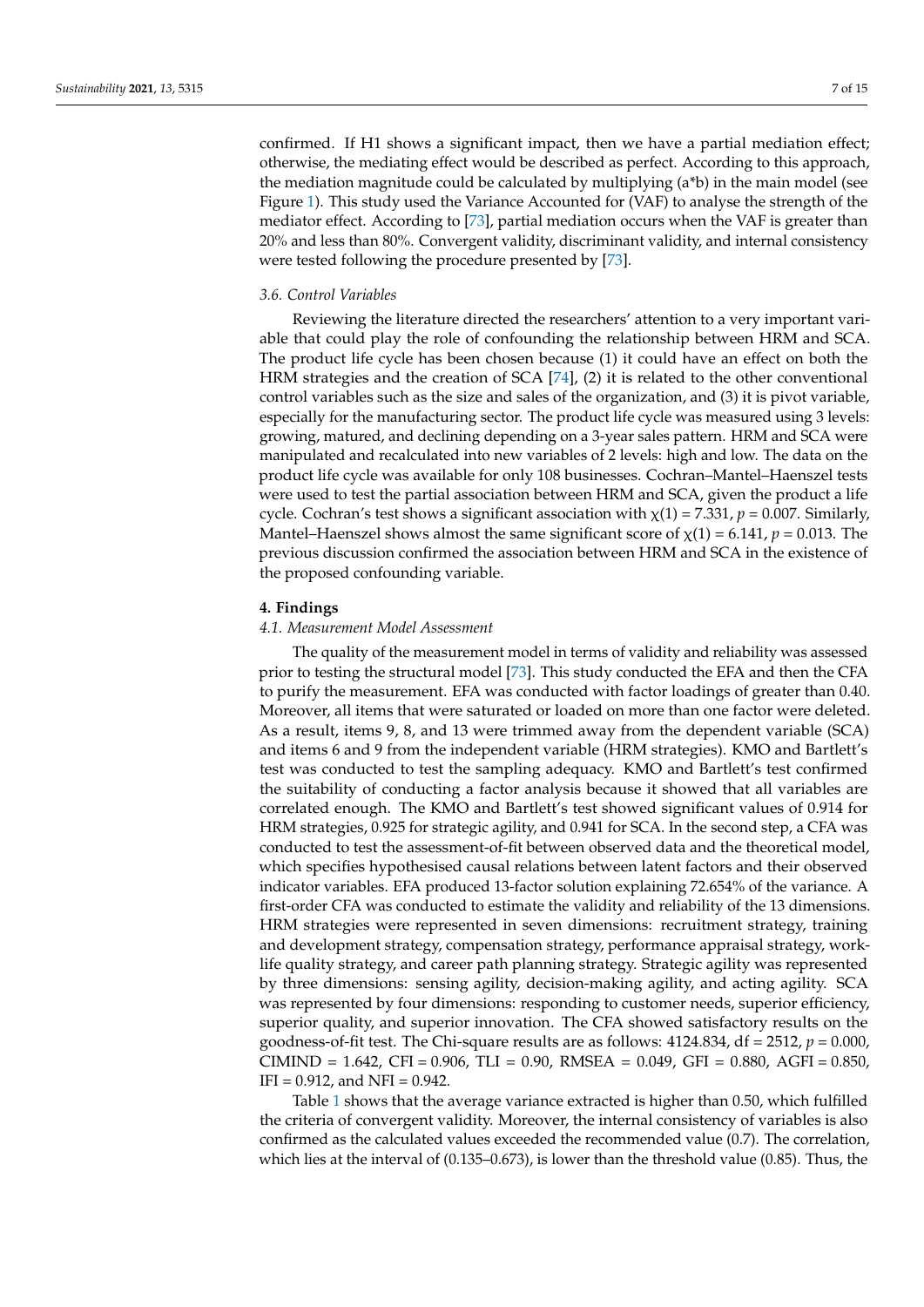confirmed. If H1 shows a significant impact, then we have a partial mediation effect; otherwise, the mediating effect would be described as perfect. According to this approach, the mediation magnitude could be calculated by multiplying (a*b) in the main model (see Figure 1). This study used the Variance Accounted for (VAF) to analyse the strength of the mediator effect. According to [73], partial mediation occurs when the VAF is greater than 20% and less than 80%. Convergent validity, discriminant validity, and internal consistency were tested following the procedure presented by [73].

### *3.6. Control Variables*

Reviewing the literature directed the researchers' attention to a very important variable that could play the role of confounding the relationship between HRM and SCA. The product life cycle has been chosen because (1) it could have an effect on both the HRM strategies and the creation of SCA [74], (2) it is related to the other conventional control variables such as the size and sales of the organization, and (3) it is pivot variable, especially for the manufacturing sector. The product life cycle was measured using 3 levels: growing, matured, and declining depending on a 3-year sales pattern. HRM and SCA were manipulated and recalculated into new variables of 2 levels: high and low. The data on the product life cycle was available for only 108 businesses. Cochran–Mantel–Haenszel tests were used to test the partial association between HRM and SCA, given the product a life cycle. Cochran's test shows a significant association with $\chi(1) = 7.331$, $p = 0.007$. Similarly, Mantel–Haenszel shows almost the same significant score of $\chi(1) = 6.141$, $p = 0.013$. The previous discussion confirmed the association between HRM and SCA in the existence of the proposed confounding variable.

## 4. Findings

### *4.1. Measurement Model Assessment*

The quality of the measurement model in terms of validity and reliability was assessed prior to testing the structural model [73]. This study conducted the EFA and then the CFA to purify the measurement. EFA was conducted with factor loadings of greater than 0.40. Moreover, all items that were saturated or loaded on more than one factor were deleted. As a result, items 9, 8, and 13 were trimmed away from the dependent variable (SCA) and items 6 and 9 from the independent variable (HRM strategies). KMO and Bartlett's test was conducted to test the sampling adequacy. KMO and Bartlett's test confirmed the suitability of conducting a factor analysis because it showed that all variables are correlated enough. The KMO and Bartlett's test showed significant values of 0.914 for HRM strategies, 0.925 for strategic agility, and 0.941 for SCA. In the second step, a CFA was conducted to test the assessment-of-fit between observed data and the theoretical model, which specifies hypothesised causal relations between latent factors and their observed indicator variables. EFA produced 13-factor solution explaining 72.654% of the variance. A first-order CFA was conducted to estimate the validity and reliability of the 13 dimensions. HRM strategies were represented in seven dimensions: recruitment strategy, training and development strategy, compensation strategy, performance appraisal strategy, work-life quality strategy, and career path planning strategy. Strategic agility was represented by three dimensions: sensing agility, decision-making agility, and acting agility. SCA was represented by four dimensions: responding to customer needs, superior efficiency, superior quality, and superior innovation. The CFA showed satisfactory results on the goodness-of-fit test. The Chi-square results are as follows: 4124.834, df = 2512, $p = 0.000$, CIMIND = 1.642, CFI = 0.906, TLI = 0.90, RMSEA = 0.049, GFI = 0.880, AGFI = 0.850, IFI = 0.912, and NFI = 0.942.

Table 1 shows that the average variance extracted is higher than 0.50, which fulfilled the criteria of convergent validity. Moreover, the internal consistency of variables is also confirmed as the calculated values exceeded the recommended value (0.7). The correlation, which lies at the interval of (0.135–0.673), is lower than the threshold value (0.85). Thus, the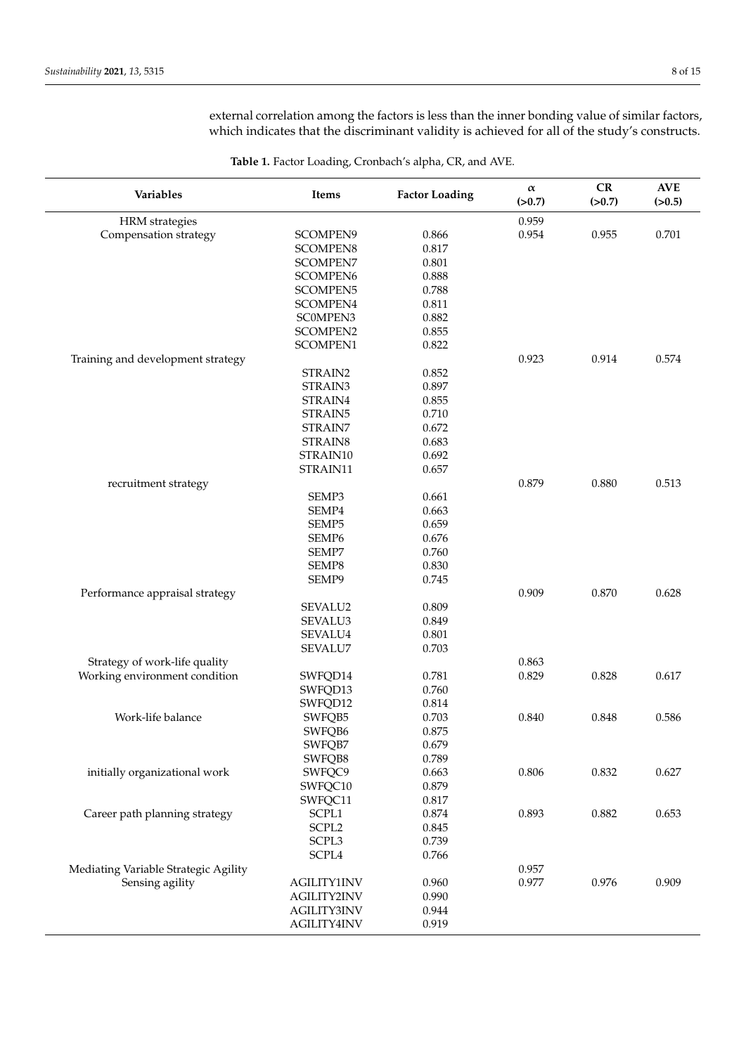external correlation among the factors is less than the inner bonding value of similar factors, which indicates that the discriminant validity is achieved for all of the study's constructs.

**Table 1.** Factor Loading, Cronbach's alpha, CR, and AVE.

| Variables | Items | Factor Loading | α (>0.7) | CR (>0.7) | AVE (>0.5) |
|---|---|---|---|---|---|
| HRM strategies | | | 0.959 | | |
| Compensation strategy | SCOMPEN9 | 0.866 | 0.954 | 0.955 | 0.701 |
| | SCOMPEN8 | 0.817 | | | |
| | SCOMPEN7 | 0.801 | | | |
| | SCOMPEN6 | 0.888 | | | |
| | SCOMPEN5 | 0.788 | | | |
| | SCOMPEN4 | 0.811 | | | |
| | SC0MPEN3 | 0.882 | | | |
| | SCOMPEN2 | 0.855 | | | |
| | SCOMPEN1 | 0.822 | | | |
| Training and development strategy | | | 0.923 | 0.914 | 0.574 |
| | STRAIN2 | 0.852 | | | |
| | STRAIN3 | 0.897 | | | |
| | STRAIN4 | 0.855 | | | |
| | STRAIN5 | 0.710 | | | |
| | STRAIN7 | 0.672 | | | |
| | STRAIN8 | 0.683 | | | |
| | STRAIN10 | 0.692 | | | |
| | STRAIN11 | 0.657 | | | |
| recruitment strategy | | | 0.879 | 0.880 | 0.513 |
| | SEMP3 | 0.661 | | | |
| | SEMP4 | 0.663 | | | |
| | SEMP5 | 0.659 | | | |
| | SEMP6 | 0.676 | | | |
| | SEMP7 | 0.760 | | | |
| | SEMP8 | 0.830 | | | |
| | SEMP9 | 0.745 | | | |
| Performance appraisal strategy | | | 0.909 | 0.870 | 0.628 |
| | SEVALU2 | 0.809 | | | |
| | SEVALU3 | 0.849 | | | |
| | SEVALU4 | 0.801 | | | |
| | SEVALU7 | 0.703 | | | |
| Strategy of work-life quality | | | 0.863 | | |
| Working environment condition | SWFQD14 | 0.781 | 0.829 | 0.828 | 0.617 |
| | SWFQD13 | 0.760 | | | |
| | SWFQD12 | 0.814 | | | |
| Work-life balance | SWFQB5 | 0.703 | 0.840 | 0.848 | 0.586 |
| | SWFQB6 | 0.875 | | | |
| | SWFQB7 | 0.679 | | | |
| | SWFQB8 | 0.789 | | | |
| initially organizational work | SWFQC9 | 0.663 | 0.806 | 0.832 | 0.627 |
| | SWFQC10 | 0.879 | | | |
| | SWFQC11 | 0.817 | | | |
| Career path planning strategy | SCPL1 | 0.874 | 0.893 | 0.882 | 0.653 |
| | SCPL2 | 0.845 | | | |
| | SCPL3 | 0.739 | | | |
| | SCPL4 | 0.766 | | | |
| Mediating Variable Strategic Agility | | | 0.957 | | |
| Sensing agility | AGILITY1INV | 0.960 | 0.977 | 0.976 | 0.909 |
| | AGILITY2INV | 0.990 | | | |
| | AGILITY3INV | 0.944 | | | |
| | AGILITY4INV | 0.919 | | | |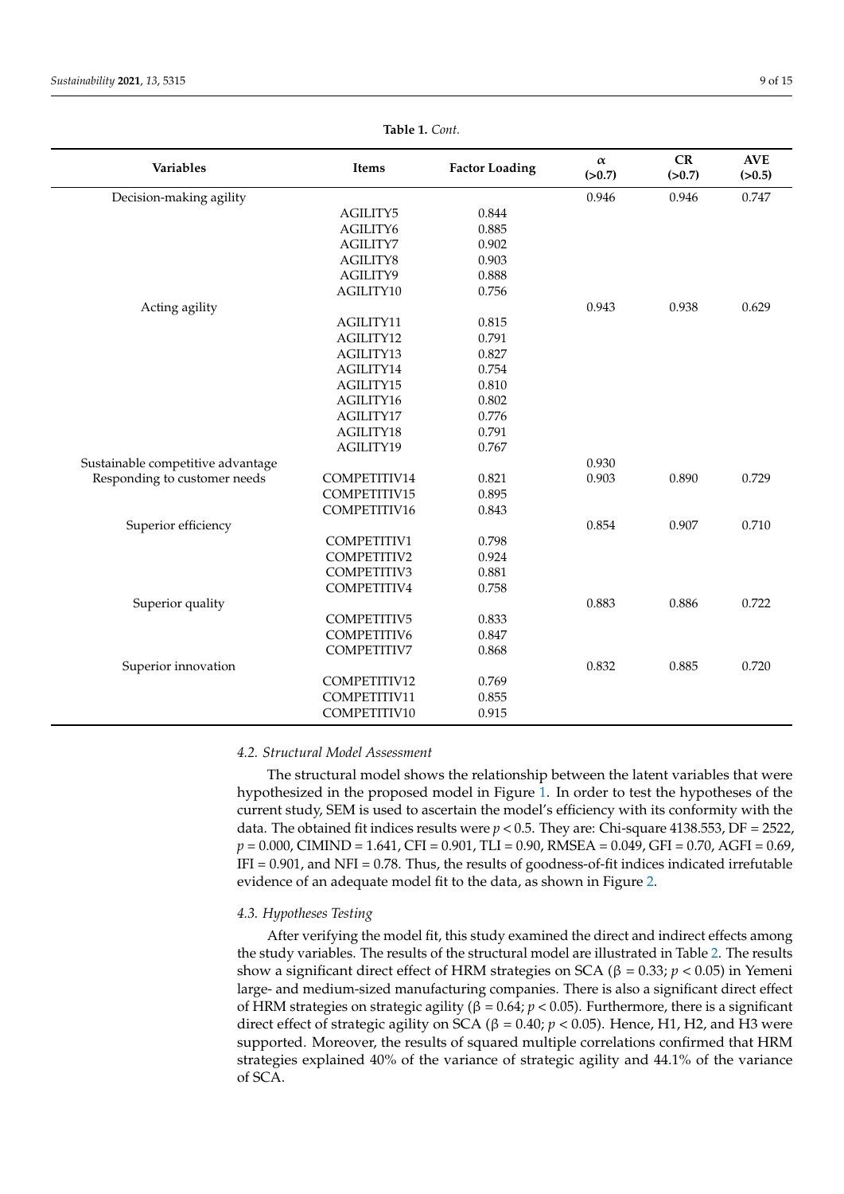**Table 1.** *Cont.*

| Variables | Items | Factor Loading | α (>0.7) | CR (>0.7) | AVE (>0.5) |
|---|---|---|---|---|---|
| Decision-making agility | | | 0.946 | 0.946 | 0.747 |
| | AGILITY5 | 0.844 | | | |
| | AGILITY6 | 0.885 | | | |
| | AGILITY7 | 0.902 | | | |
| | AGILITY8 | 0.903 | | | |
| | AGILITY9 | 0.888 | | | |
| | AGILITY10 | 0.756 | | | |
| Acting agility | | | 0.943 | 0.938 | 0.629 |
| | AGILITY11 | 0.815 | | | |
| | AGILITY12 | 0.791 | | | |
| | AGILITY13 | 0.827 | | | |
| | AGILITY14 | 0.754 | | | |
| | AGILITY15 | 0.810 | | | |
| | AGILITY16 | 0.802 | | | |
| | AGILITY17 | 0.776 | | | |
| | AGILITY18 | 0.791 | | | |
| | AGILITY19 | 0.767 | | | |
| Sustainable competitive advantage | | | 0.930 | | |
| Responding to customer needs | COMPETITIV14 | 0.821 | 0.903 | 0.890 | 0.729 |
| | COMPETITIV15 | 0.895 | | | |
| | COMPETITIV16 | 0.843 | | | |
| Superior efficiency | | | 0.854 | 0.907 | 0.710 |
| | COMPETITIV1 | 0.798 | | | |
| | COMPETITIV2 | 0.924 | | | |
| | COMPETITIV3 | 0.881 | | | |
| | COMPETITIV4 | 0.758 | | | |
| Superior quality | | | 0.883 | 0.886 | 0.722 |
| | COMPETITIV5 | 0.833 | | | |
| | COMPETITIV6 | 0.847 | | | |
| | COMPETITIV7 | 0.868 | | | |
| Superior innovation | | | 0.832 | 0.885 | 0.720 |
| | COMPETITIV12 | 0.769 | | | |
| | COMPETITIV11 | 0.855 | | | |
| | COMPETITIV10 | 0.915 | | | |

### 4.2. Structural Model Assessment

The structural model shows the relationship between the latent variables that were hypothesized in the proposed model in Figure 1. In order to test the hypotheses of the current study, SEM is used to ascertain the model's efficiency with its conformity with the data. The obtained fit indices results were $p < 0.5$. They are: Chi-square 4138.553, DF = 2522, $p = 0.000$, CIMIND = 1.641, CFI = 0.901, TLI = 0.90, RMSEA = 0.049, GFI = 0.70, AGFI = 0.69, IFI = 0.901, and NFI = 0.78. Thus, the results of goodness-of-fit indices indicated irrefutable evidence of an adequate model fit to the data, as shown in Figure 2.

### 4.3. Hypotheses Testing

After verifying the model fit, this study examined the direct and indirect effects among the study variables. The results of the structural model are illustrated in Table 2. The results show a significant direct effect of HRM strategies on SCA ($\beta = 0.33$; $p < 0.05$) in Yemeni large- and medium-sized manufacturing companies. There is also a significant direct effect of HRM strategies on strategic agility ($\beta = 0.64$; $p < 0.05$). Furthermore, there is a significant direct effect of strategic agility on SCA ($\beta = 0.40$; $p < 0.05$). Hence, H1, H2, and H3 were supported. Moreover, the results of squared multiple correlations confirmed that HRM strategies explained 40% of the variance of strategic agility and 44.1% of the variance of SCA.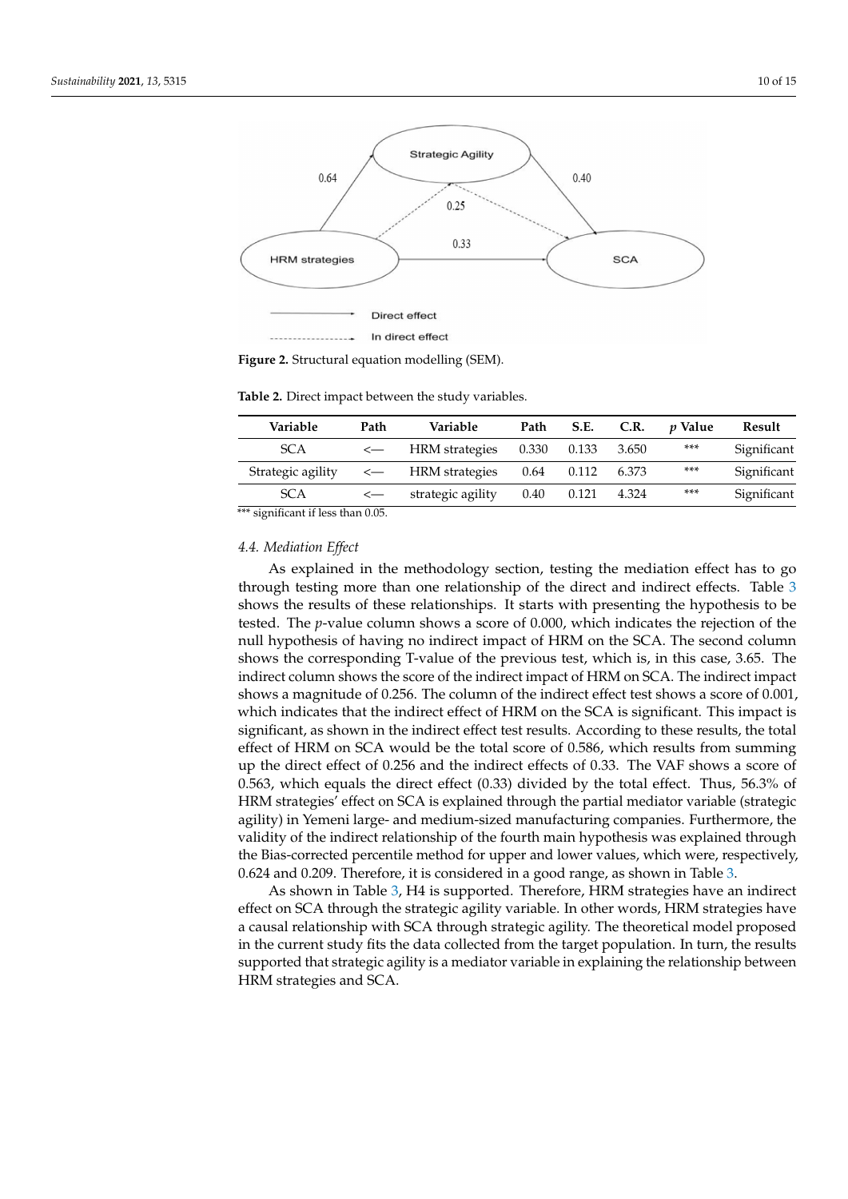Figure 2. Structural equation modelling (SEM).

Table 2. Direct impact between the study variables.

| Variable | Path | Variable | Path | S.E. | C.R. | p Value | Result |
|---|---|---|---|---|---|---|---|
| SCA | <— | HRM strategies | 0.330 | 0.133 | 3.650 | *** | Significant |
| Strategic agility | <— | HRM strategies | 0.64 | 0.112 | 6.373 | *** | Significant |
| SCA | <— | strategic agility | 0.40 | 0.121 | 4.324 | *** | Significant |

*** significant if less than 0.05.

### 4.4. Mediation Effect

As explained in the methodology section, testing the mediation effect has to go through testing more than one relationship of the direct and indirect effects. Table 3 shows the results of these relationships. It starts with presenting the hypothesis to be tested. The *p*-value column shows a score of 0.000, which indicates the rejection of the null hypothesis of having no indirect impact of HRM on the SCA. The second column shows the corresponding T-value of the previous test, which is, in this case, 3.65. The indirect column shows the score of the indirect impact of HRM on SCA. The indirect impact shows a magnitude of 0.256. The column of the indirect effect test shows a score of 0.001, which indicates that the indirect effect of HRM on the SCA is significant. This impact is significant, as shown in the indirect effect test results. According to these results, the total effect of HRM on SCA would be the total score of 0.586, which results from summing up the direct effect of 0.256 and the indirect effects of 0.33. The VAF shows a score of 0.563, which equals the direct effect (0.33) divided by the total effect. Thus, 56.3% of HRM strategies' effect on SCA is explained through the partial mediator variable (strategic agility) in Yemeni large- and medium-sized manufacturing companies. Furthermore, the validity of the indirect relationship of the fourth main hypothesis was explained through the Bias-corrected percentile method for upper and lower values, which were, respectively, 0.624 and 0.209. Therefore, it is considered in a good range, as shown in Table 3.

As shown in Table 3, H4 is supported. Therefore, HRM strategies have an indirect effect on SCA through the strategic agility variable. In other words, HRM strategies have a causal relationship with SCA through strategic agility. The theoretical model proposed in the current study fits the data collected from the target population. In turn, the results supported that strategic agility is a mediator variable in explaining the relationship between HRM strategies and SCA.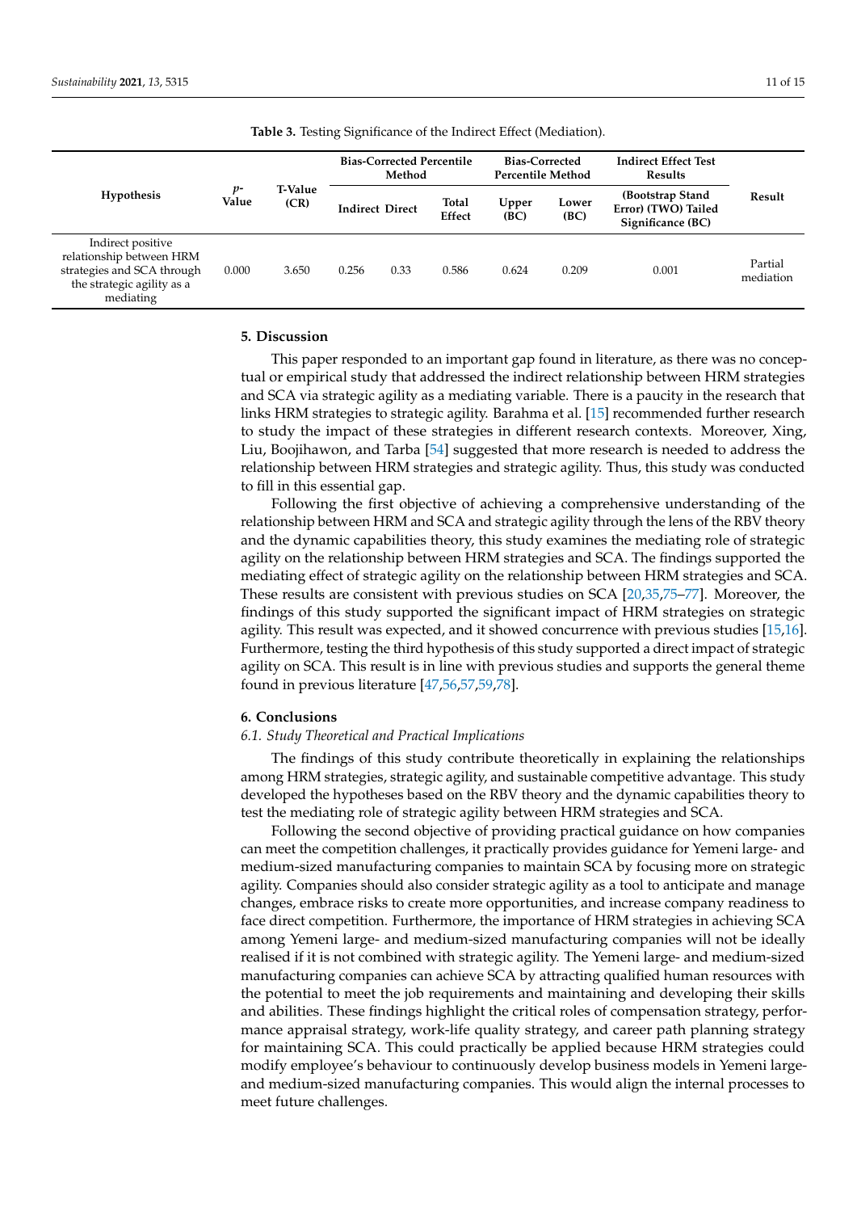**Table 3.** Testing Significance of the Indirect Effect (Mediation).

| Hypothesis | p-Value | T-Value (CR) | Bias-Corrected Percentile Method | | | Bias-Corrected Percentile Method | | Indirect Effect Test Results | Result |
|---|---|---|---|---|---|---|---|---|---|
| | | | Indirect | Direct | Total Effect | Upper (BC) | Lower (BC) | (Bootstrap Stand Error) (TWO) Tailed Significance (BC) | |
| Indirect positive relationship between HRM strategies and SCA through the strategic agility as a mediating | 0.000 | 3.650 | 0.256 | 0.33 | 0.586 | 0.624 | 0.209 | 0.001 | Partial mediation |

## 5. Discussion

This paper responded to an important gap found in literature, as there was no conceptual or empirical study that addressed the indirect relationship between HRM strategies and SCA via strategic agility as a mediating variable. There is a paucity in the research that links HRM strategies to strategic agility. Barahma et al. [15] recommended further research to study the impact of these strategies in different research contexts. Moreover, Xing, Liu, Boojihawon, and Tarba [54] suggested that more research is needed to address the relationship between HRM strategies and strategic agility. Thus, this study was conducted to fill in this essential gap.

Following the first objective of achieving a comprehensive understanding of the relationship between HRM and SCA and strategic agility through the lens of the RBV theory and the dynamic capabilities theory, this study examines the mediating role of strategic agility on the relationship between HRM strategies and SCA. The findings supported the mediating effect of strategic agility on the relationship between HRM strategies and SCA. These results are consistent with previous studies on SCA [20,35,75–77]. Moreover, the findings of this study supported the significant impact of HRM strategies on strategic agility. This result was expected, and it showed concurrence with previous studies [15,16]. Furthermore, testing the third hypothesis of this study supported a direct impact of strategic agility on SCA. This result is in line with previous studies and supports the general theme found in previous literature [47,56,57,59,78].

## 6. Conclusions

### *6.1. Study Theoretical and Practical Implications*

The findings of this study contribute theoretically in explaining the relationships among HRM strategies, strategic agility, and sustainable competitive advantage. This study developed the hypotheses based on the RBV theory and the dynamic capabilities theory to test the mediating role of strategic agility between HRM strategies and SCA.

Following the second objective of providing practical guidance on how companies can meet the competition challenges, it practically provides guidance for Yemeni large- and medium-sized manufacturing companies to maintain SCA by focusing more on strategic agility. Companies should also consider strategic agility as a tool to anticipate and manage changes, embrace risks to create more opportunities, and increase company readiness to face direct competition. Furthermore, the importance of HRM strategies in achieving SCA among Yemeni large- and medium-sized manufacturing companies will not be ideally realised if it is not combined with strategic agility. The Yemeni large- and medium-sized manufacturing companies can achieve SCA by attracting qualified human resources with the potential to meet the job requirements and maintaining and developing their skills and abilities. These findings highlight the critical roles of compensation strategy, performance appraisal strategy, work-life quality strategy, and career path planning strategy for maintaining SCA. This could practically be applied because HRM strategies could modify employee's behaviour to continuously develop business models in Yemeni large- and medium-sized manufacturing companies. This would align the internal processes to meet future challenges.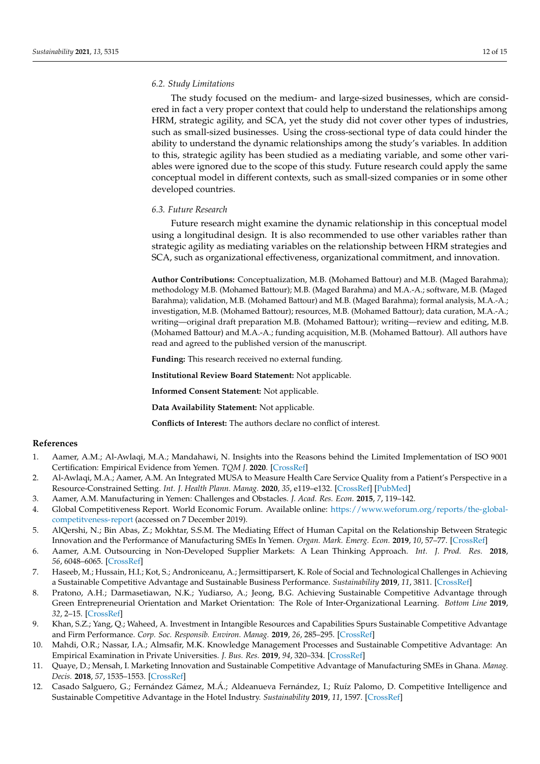### 6.2. Study Limitations

The study focused on the medium- and large-sized businesses, which are considered in fact a very proper context that could help to understand the relationships among HRM, strategic agility, and SCA, yet the study did not cover other types of industries, such as small-sized businesses. Using the cross-sectional type of data could hinder the ability to understand the dynamic relationships among the study's variables. In addition to this, strategic agility has been studied as a mediating variable, and some other variables were ignored due to the scope of this study. Future research could apply the same conceptual model in different contexts, such as small-sized companies or in some other developed countries.

### 6.3. Future Research

Future research might examine the dynamic relationship in this conceptual model using a longitudinal design. It is also recommended to use other variables rather than strategic agility as mediating variables on the relationship between HRM strategies and SCA, such as organizational effectiveness, organizational commitment, and innovation.

**Author Contributions:** Conceptualization, M.B. (Mohamed Battour) and M.B. (Maged Barahma); methodology M.B. (Mohamed Battour); M.B. (Maged Barahma) and M.A.-A.; software, M.B. (Maged Barahma); validation, M.B. (Mohamed Battour) and M.B. (Maged Barahma); formal analysis, M.A.-A.; investigation, M.B. (Mohamed Battour); resources, M.B. (Mohamed Battour); data curation, M.A.-A.; writing—original draft preparation M.B. (Mohamed Battour); writing—review and editing, M.B. (Mohamed Battour) and M.A.-A.; funding acquisition, M.B. (Mohamed Battour). All authors have read and agreed to the published version of the manuscript.

**Funding:** This research received no external funding.

**Institutional Review Board Statement:** Not applicable.

**Informed Consent Statement:** Not applicable.

**Data Availability Statement:** Not applicable.

**Conflicts of Interest:** The authors declare no conflict of interest.

## References

1. Aamer, A.M.; Al-Awlaqi, M.A.; Mandahawi, N. Insights into the Reasons behind the Limited Implementation of ISO 9001 Certification: Empirical Evidence from Yemen. *TQM J.* **2020**. [CrossRef]
2. Al-Awlaqi, M.A.; Aamer, A.M. An Integrated MUSA to Measure Health Care Service Quality from a Patient's Perspective in a Resource-Constrained Setting. *Int. J. Health Plann. Manag.* **2020**, *35*, e119–e132. [CrossRef] [PubMed]
3. Aamer, A.M. Manufacturing in Yemen: Challenges and Obstacles. *J. Acad. Res. Econ.* **2015**, *7*, 119–142.
4. Global Competitiveness Report. World Economic Forum. Available online: https://www.weforum.org/reports/the-global-competitveness-report (accessed on 7 December 2019).
5. AlQershi, N.; Bin Abas, Z.; Mokhtar, S.S.M. The Mediating Effect of Human Capital on the Relationship Between Strategic Innovation and the Performance of Manufacturing SMEs In Yemen. *Organ. Mark. Emerg. Econ.* **2019**, *10*, 57–77. [CrossRef]
6. Aamer, A.M. Outsourcing in Non-Developed Supplier Markets: A Lean Thinking Approach. *Int. J. Prod. Res.* **2018**, *56*, 6048–6065. [CrossRef]
7. Haseeb, M.; Hussain, H.I.; Kot, S.; Androniceanu, A.; Jermsittiparsert, K. Role of Social and Technological Challenges in Achieving a Sustainable Competitive Advantage and Sustainable Business Performance. *Sustainability* **2019**, *11*, 3811. [CrossRef]
8. Pratono, A.H.; Darmasetiawan, N.K.; Yudiarso, A.; Jeong, B.G. Achieving Sustainable Competitive Advantage through Green Entrepreneurial Orientation and Market Orientation: The Role of Inter-Organizational Learning. *Bottom Line* **2019**, *32*, 2–15. [CrossRef]
9. Khan, S.Z.; Yang, Q.; Waheed, A. Investment in Intangible Resources and Capabilities Spurs Sustainable Competitive Advantage and Firm Performance. *Corp. Soc. Responsib. Environ. Manag.* **2019**, *26*, 285–295. [CrossRef]
10. Mahdi, O.R.; Nassar, I.A.; Almsafir, M.K. Knowledge Management Processes and Sustainable Competitive Advantage: An Empirical Examination in Private Universities. *J. Bus. Res.* **2019**, *94*, 320–334. [CrossRef]
11. Quaye, D.; Mensah, I. Marketing Innovation and Sustainable Competitive Advantage of Manufacturing SMEs in Ghana. *Manag. Decis.* **2018**, *57*, 1535–1553. [CrossRef]
12. Casado Salguero, G.; Fernández Gámez, M.Á.; Aldeanueva Fernández, I.; Ruíz Palomo, D. Competitive Intelligence and Sustainable Competitive Advantage in the Hotel Industry. *Sustainability* **2019**, *11*, 1597. [CrossRef]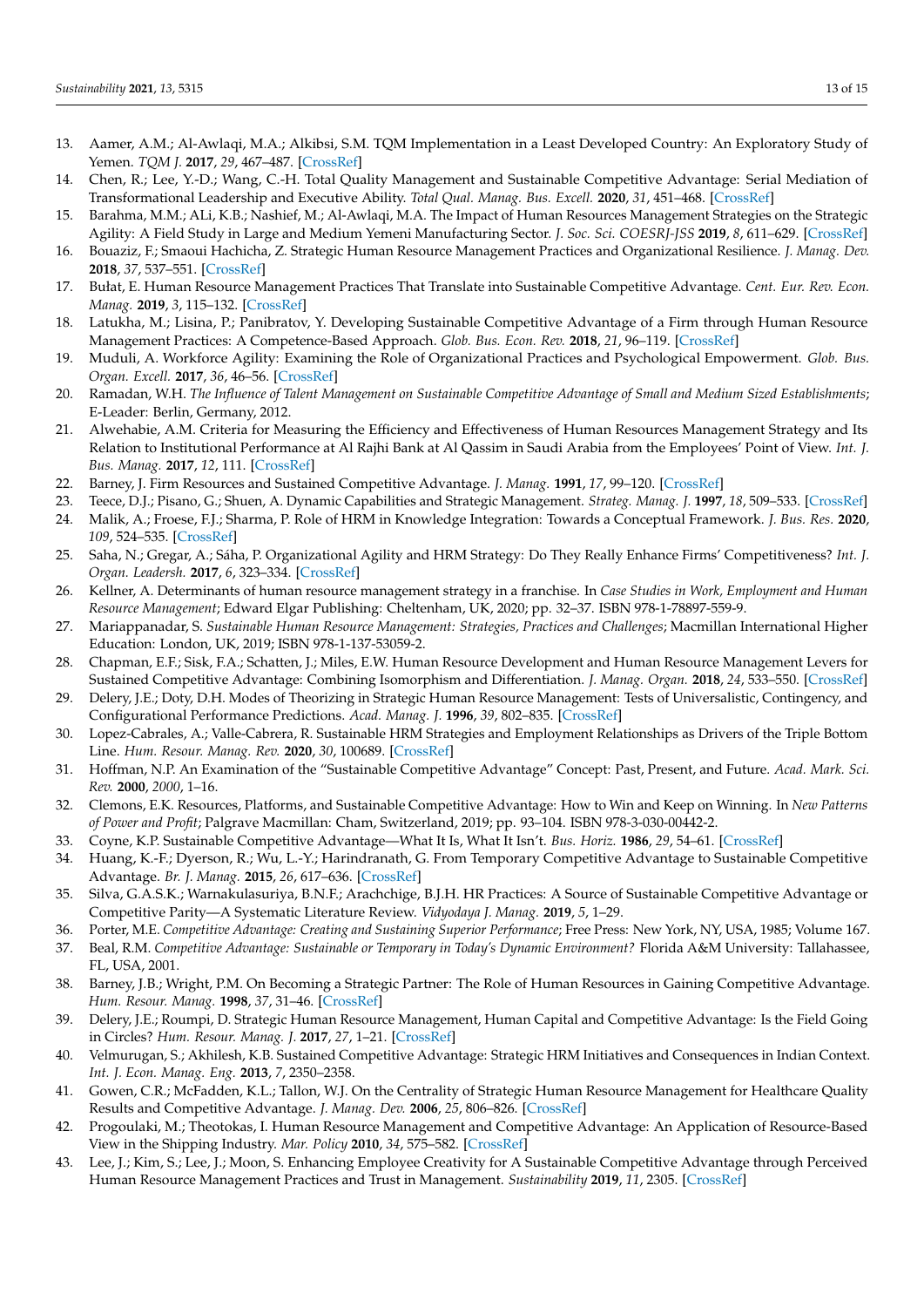13. Aamer, A.M.; Al-Awlaqi, M.A.; Alkibsi, S.M. TQM Implementation in a Least Developed Country: An Exploratory Study of Yemen. *TQM J.* **2017**, *29*, 467–487. [CrossRef]
14. Chen, R.; Lee, Y.-D.; Wang, C.-H. Total Quality Management and Sustainable Competitive Advantage: Serial Mediation of Transformational Leadership and Executive Ability. *Total Qual. Manag. Bus. Excell.* **2020**, *31*, 451–468. [CrossRef]
15. Barahma, M.M.; ALi, K.B.; Nashief, M.; Al-Awlaqi, M.A. The Impact of Human Resources Management Strategies on the Strategic Agility: A Field Study in Large and Medium Yemeni Manufacturing Sector. *J. Soc. Sci. COESRJ-JSS* **2019**, *8*, 611–629. [CrossRef]
16. Bouaziz, F.; Smaoui Hachicha, Z. Strategic Human Resource Management Practices and Organizational Resilience. *J. Manag. Dev.* **2018**, *37*, 537–551. [CrossRef]
17. Bułat, E. Human Resource Management Practices That Translate into Sustainable Competitive Advantage. *Cent. Eur. Rev. Econ. Manag.* **2019**, *3*, 115–132. [CrossRef]
18. Latukha, M.; Lisina, P.; Panibratov, Y. Developing Sustainable Competitive Advantage of a Firm through Human Resource Management Practices: A Competence-Based Approach. *Glob. Bus. Econ. Rev.* **2018**, *21*, 96–119. [CrossRef]
19. Muduli, A. Workforce Agility: Examining the Role of Organizational Practices and Psychological Empowerment. *Glob. Bus. Organ. Excell.* **2017**, *36*, 46–56. [CrossRef]
20. Ramadan, W.H. *The Influence of Talent Management on Sustainable Competitive Advantage of Small and Medium Sized Establishments*; E-Leader: Berlin, Germany, 2012.
21. Alwehabie, A.M. Criteria for Measuring the Efficiency and Effectiveness of Human Resources Management Strategy and Its Relation to Institutional Performance at Al Rajhi Bank at Al Qassim in Saudi Arabia from the Employees' Point of View. *Int. J. Bus. Manag.* **2017**, *12*, 111. [CrossRef]
22. Barney, J. Firm Resources and Sustained Competitive Advantage. *J. Manag.* **1991**, *17*, 99–120. [CrossRef]
23. Teece, D.J.; Pisano, G.; Shuen, A. Dynamic Capabilities and Strategic Management. *Strateg. Manag. J.* **1997**, *18*, 509–533. [CrossRef]
24. Malik, A.; Froese, F.J.; Sharma, P. Role of HRM in Knowledge Integration: Towards a Conceptual Framework. *J. Bus. Res.* **2020**, *109*, 524–535. [CrossRef]
25. Saha, N.; Gregar, A.; Sáha, P. Organizational Agility and HRM Strategy: Do They Really Enhance Firms' Competitiveness? *Int. J. Organ. Leadersh.* **2017**, *6*, 323–334. [CrossRef]
26. Kellner, A. Determinants of human resource management strategy in a franchise. In *Case Studies in Work, Employment and Human Resource Management*; Edward Elgar Publishing: Cheltenham, UK, 2020; pp. 32–37. ISBN 978-1-78897-559-9.
27. Mariappanadar, S. *Sustainable Human Resource Management: Strategies, Practices and Challenges*; Macmillan International Higher Education: London, UK, 2019; ISBN 978-1-137-53059-2.
28. Chapman, E.F.; Sisk, F.A.; Schatten, J.; Miles, E.W. Human Resource Development and Human Resource Management Levers for Sustained Competitive Advantage: Combining Isomorphism and Differentiation. *J. Manag. Organ.* **2018**, *24*, 533–550. [CrossRef]
29. Delery, J.E.; Doty, D.H. Modes of Theorizing in Strategic Human Resource Management: Tests of Universalistic, Contingency, and Configurational Performance Predictions. *Acad. Manag. J.* **1996**, *39*, 802–835. [CrossRef]
30. Lopez-Cabrales, A.; Valle-Cabrera, R. Sustainable HRM Strategies and Employment Relationships as Drivers of the Triple Bottom Line. *Hum. Resour. Manag. Rev.* **2020**, *30*, 100689. [CrossRef]
31. Hoffman, N.P. An Examination of the "Sustainable Competitive Advantage" Concept: Past, Present, and Future. *Acad. Mark. Sci. Rev.* **2000**, *2000*, 1–16.
32. Clemons, E.K. Resources, Platforms, and Sustainable Competitive Advantage: How to Win and Keep on Winning. In *New Patterns of Power and Profit*; Palgrave Macmillan: Cham, Switzerland, 2019; pp. 93–104. ISBN 978-3-030-00442-2.
33. Coyne, K.P. Sustainable Competitive Advantage—What It Is, What It Isn't. *Bus. Horiz.* **1986**, *29*, 54–61. [CrossRef]
34. Huang, K.-F.; Dyerson, R.; Wu, L.-Y.; Harindranath, G. From Temporary Competitive Advantage to Sustainable Competitive Advantage. *Br. J. Manag.* **2015**, *26*, 617–636. [CrossRef]
35. Silva, G.A.S.K.; Warnakulasuriya, B.N.F.; Arachchige, B.J.H. HR Practices: A Source of Sustainable Competitive Advantage or Competitive Parity—A Systematic Literature Review. *Vidyodaya J. Manag.* **2019**, *5*, 1–29.
36. Porter, M.E. *Competitive Advantage: Creating and Sustaining Superior Performance*; Free Press: New York, NY, USA, 1985; Volume 167.
37. Beal, R.M. *Competitive Advantage: Sustainable or Temporary in Today's Dynamic Environment?* Florida A&M University: Tallahassee, FL, USA, 2001.
38. Barney, J.B.; Wright, P.M. On Becoming a Strategic Partner: The Role of Human Resources in Gaining Competitive Advantage. *Hum. Resour. Manag.* **1998**, *37*, 31–46. [CrossRef]
39. Delery, J.E.; Roumpi, D. Strategic Human Resource Management, Human Capital and Competitive Advantage: Is the Field Going in Circles? *Hum. Resour. Manag. J.* **2017**, *27*, 1–21. [CrossRef]
40. Velmurugan, S.; Akhilesh, K.B. Sustained Competitive Advantage: Strategic HRM Initiatives and Consequences in Indian Context. *Int. J. Econ. Manag. Eng.* **2013**, *7*, 2350–2358.
41. Gowen, C.R.; McFadden, K.L.; Tallon, W.J. On the Centrality of Strategic Human Resource Management for Healthcare Quality Results and Competitive Advantage. *J. Manag. Dev.* **2006**, *25*, 806–826. [CrossRef]
42. Progoulaki, M.; Theotokas, I. Human Resource Management and Competitive Advantage: An Application of Resource-Based View in the Shipping Industry. *Mar. Policy* **2010**, *34*, 575–582. [CrossRef]
43. Lee, J.; Kim, S.; Lee, J.; Moon, S. Enhancing Employee Creativity for A Sustainable Competitive Advantage through Perceived Human Resource Management Practices and Trust in Management. *Sustainability* **2019**, *11*, 2305. [CrossRef]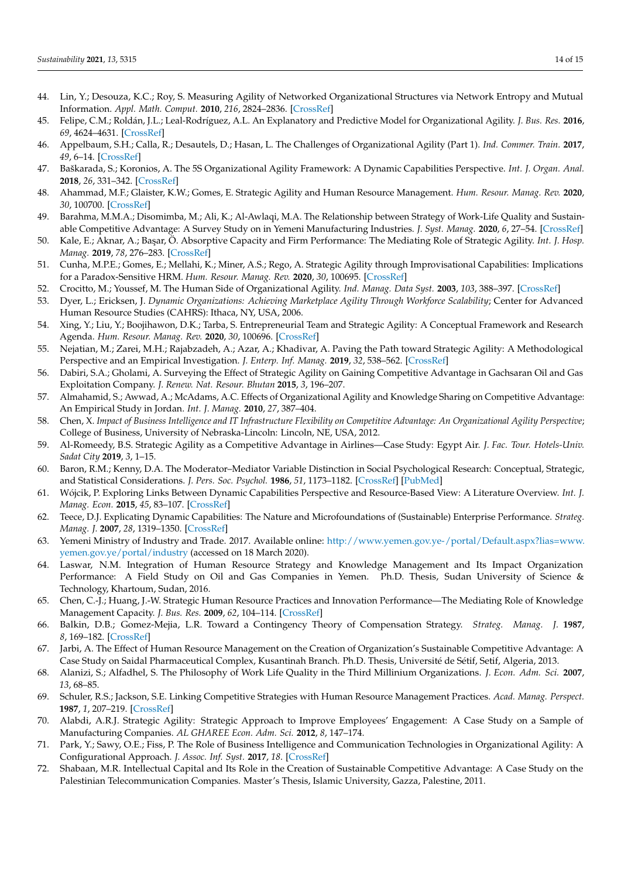44. Lin, Y.; Desouza, K.C.; Roy, S. Measuring Agility of Networked Organizational Structures via Network Entropy and Mutual Information. *Appl. Math. Comput.* **2010**, *216*, 2824–2836. [CrossRef]
45. Felipe, C.M.; Roldán, J.L.; Leal-Rodríguez, A.L. An Explanatory and Predictive Model for Organizational Agility. *J. Bus. Res.* **2016**, *69*, 4624–4631. [CrossRef]
46. Appelbaum, S.H.; Calla, R.; Desautels, D.; Hasan, L. The Challenges of Organizational Agility (Part 1). *Ind. Commer. Train.* **2017**, *49*, 6–14. [CrossRef]
47. Baškarada, S.; Koronios, A. The 5S Organizational Agility Framework: A Dynamic Capabilities Perspective. *Int. J. Organ. Anal.* **2018**, *26*, 331–342. [CrossRef]
48. Ahammad, M.F.; Glaister, K.W.; Gomes, E. Strategic Agility and Human Resource Management. *Hum. Resour. Manag. Rev.* **2020**, *30*, 100700. [CrossRef]
49. Barahma, M.M.A.; Disomimba, M.; Ali, K.; Al-Awlaqi, M.A. The Relationship between Strategy of Work-Life Quality and Sustainable Competitive Advantage: A Survey Study on in Yemeni Manufacturing Industries. *J. Syst. Manag.* **2020**, *6*, 27–54. [CrossRef]
50. Kale, E.; Aknar, A.; Başar, Ö. Absorptive Capacity and Firm Performance: The Mediating Role of Strategic Agility. *Int. J. Hosp. Manag.* **2019**, *78*, 276–283. [CrossRef]
51. Cunha, M.P.E.; Gomes, E.; Mellahi, K.; Miner, A.S.; Rego, A. Strategic Agility through Improvisational Capabilities: Implications for a Paradox-Sensitive HRM. *Hum. Resour. Manag. Rev.* **2020**, *30*, 100695. [CrossRef]
52. Crocitto, M.; Youssef, M. The Human Side of Organizational Agility. *Ind. Manag. Data Syst.* **2003**, *103*, 388–397. [CrossRef]
53. Dyer, L.; Ericksen, J. *Dynamic Organizations: Achieving Marketplace Agility Through Workforce Scalability*; Center for Advanced Human Resource Studies (CAHRS): Ithaca, NY, USA, 2006.
54. Xing, Y.; Liu, Y.; Boojihawon, D.K.; Tarba, S. Entrepreneurial Team and Strategic Agility: A Conceptual Framework and Research Agenda. *Hum. Resour. Manag. Rev.* **2020**, *30*, 100696. [CrossRef]
55. Nejatian, M.; Zarei, M.H.; Rajabzadeh, A.; Azar, A.; Khadivar, A. Paving the Path toward Strategic Agility: A Methodological Perspective and an Empirical Investigation. *J. Enterp. Inf. Manag.* **2019**, *32*, 538–562. [CrossRef]
56. Dabiri, S.A.; Gholami, A. Surveying the Effect of Strategic Agility on Gaining Competitive Advantage in Gachsaran Oil and Gas Exploitation Company. *J. Renew. Nat. Resour. Bhutan* **2015**, *3*, 196–207.
57. Almahamid, S.; Awwad, A.; McAdams, A.C. Effects of Organizational Agility and Knowledge Sharing on Competitive Advantage: An Empirical Study in Jordan. *Int. J. Manag.* **2010**, *27*, 387–404.
58. Chen, X. *Impact of Business Intelligence and IT Infrastructure Flexibility on Competitive Advantage: An Organizational Agility Perspective*; College of Business, University of Nebraska-Lincoln: Lincoln, NE, USA, 2012.
59. Al-Romeedy, B.S. Strategic Agility as a Competitive Advantage in Airlines—Case Study: Egypt Air. *J. Fac. Tour. Hotels-Univ. Sadat City* **2019**, *3*, 1–15.
60. Baron, R.M.; Kenny, D.A. The Moderator–Mediator Variable Distinction in Social Psychological Research: Conceptual, Strategic, and Statistical Considerations. *J. Pers. Soc. Psychol.* **1986**, *51*, 1173–1182. [CrossRef] [PubMed]
61. Wójcik, P. Exploring Links Between Dynamic Capabilities Perspective and Resource-Based View: A Literature Overview. *Int. J. Manag. Econ.* **2015**, *45*, 83–107. [CrossRef]
62. Teece, D.J. Explicating Dynamic Capabilities: The Nature and Microfoundations of (Sustainable) Enterprise Performance. *Strateg. Manag. J.* **2007**, *28*, 1319–1350. [CrossRef]
63. Yemeni Ministry of Industry and Trade. 2017. Available online: http://www.yemen.gov.ye-/portal/Default.aspx?lias=www.yemen.gov.ye/portal/industry (accessed on 18 March 2020).
64. Laswar, N.M. Integration of Human Resource Strategy and Knowledge Management and Its Impact Organization Performance: A Field Study on Oil and Gas Companies in Yemen. Ph.D. Thesis, Sudan University of Science & Technology, Khartoum, Sudan, 2016.
65. Chen, C.-J.; Huang, J.-W. Strategic Human Resource Practices and Innovation Performance—The Mediating Role of Knowledge Management Capacity. *J. Bus. Res.* **2009**, *62*, 104–114. [CrossRef]
66. Balkin, D.B.; Gomez-Mejia, L.R. Toward a Contingency Theory of Compensation Strategy. *Strateg. Manag. J.* **1987**, *8*, 169–182. [CrossRef]
67. Jarbi, A. The Effect of Human Resource Management on the Creation of Organization's Sustainable Competitive Advantage: A Case Study on Saidal Pharmaceutical Complex, Kusantinah Branch. Ph.D. Thesis, Université de Sétif, Setif, Algeria, 2013.
68. Alanizi, S.; Alfadhel, S. The Philosophy of Work Life Quality in the Third Millinium Organizations. *J. Econ. Adm. Sci.* **2007**, *13*, 68–85.
69. Schuler, R.S.; Jackson, S.E. Linking Competitive Strategies with Human Resource Management Practices. *Acad. Manag. Perspect.* **1987**, *1*, 207–219. [CrossRef]
70. Alabdi, A.R.J. Strategic Agility: Strategic Approach to Improve Employees' Engagement: A Case Study on a Sample of Manufacturing Companies. *AL GHAREE Econ. Adm. Sci.* **2012**, *8*, 147–174.
71. Park, Y.; Sawy, O.E.; Fiss, P. The Role of Business Intelligence and Communication Technologies in Organizational Agility: A Configurational Approach. *J. Assoc. Inf. Syst.* **2017**, *18*. [CrossRef]
72. Shabaan, M.R. Intellectual Capital and Its Role in the Creation of Sustainable Competitive Advantage: A Case Study on the Palestinian Telecommunication Companies. Master's Thesis, Islamic University, Gazza, Palestine, 2011.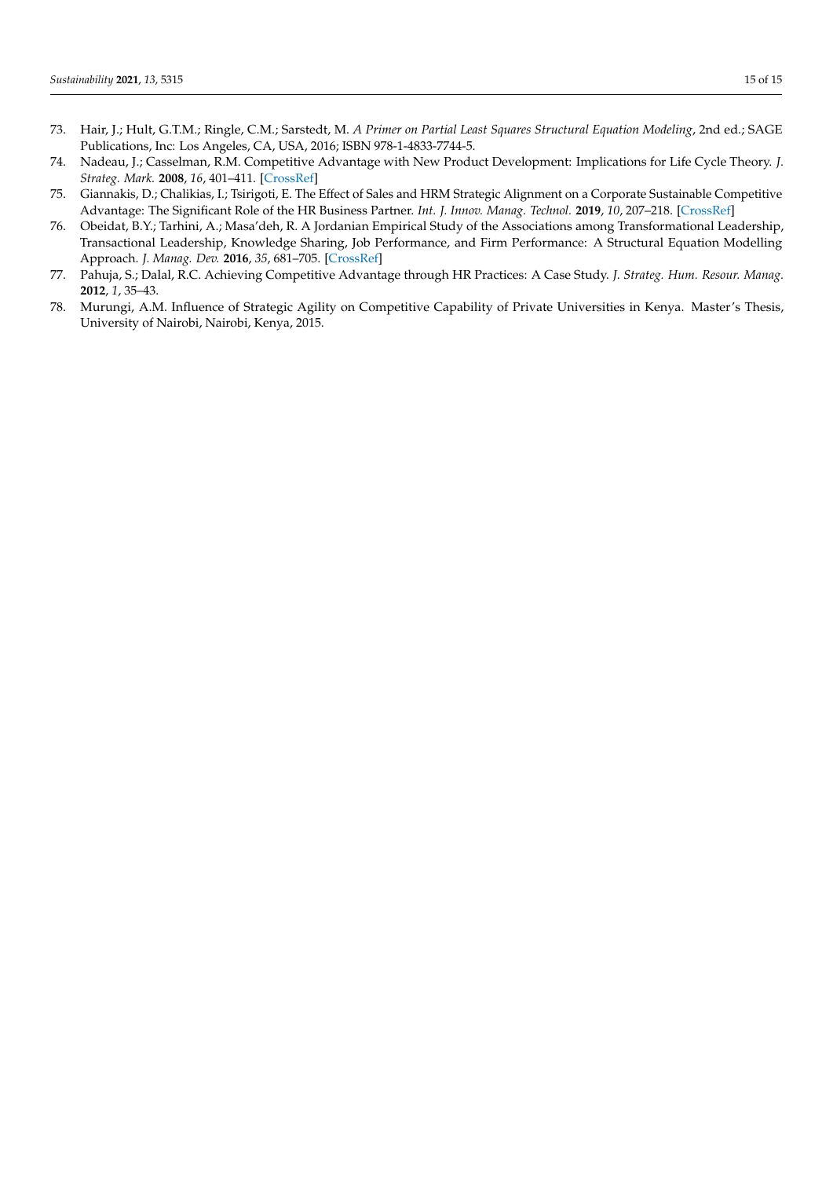73. Hair, J.; Hult, G.T.M.; Ringle, C.M.; Sarstedt, M. *A Primer on Partial Least Squares Structural Equation Modeling*, 2nd ed.; SAGE Publications, Inc: Los Angeles, CA, USA, 2016; ISBN 978-1-4833-7744-5.
74. Nadeau, J.; Casselman, R.M. Competitive Advantage with New Product Development: Implications for Life Cycle Theory. *J. Strateg. Mark.* **2008**, *16*, 401–411. [CrossRef]
75. Giannakis, D.; Chalikias, I.; Tsirigoti, E. The Effect of Sales and HRM Strategic Alignment on a Corporate Sustainable Competitive Advantage: The Significant Role of the HR Business Partner. *Int. J. Innov. Manag. Technol.* **2019**, *10*, 207–218. [CrossRef]
76. Obeidat, B.Y.; Tarhini, A.; Masa'deh, R. A Jordanian Empirical Study of the Associations among Transformational Leadership, Transactional Leadership, Knowledge Sharing, Job Performance, and Firm Performance: A Structural Equation Modelling Approach. *J. Manag. Dev.* **2016**, *35*, 681–705. [CrossRef]
77. Pahuja, S.; Dalal, R.C. Achieving Competitive Advantage through HR Practices: A Case Study. *J. Strateg. Hum. Resour. Manag.* **2012**, *1*, 35–43.
78. Murungi, A.M. Influence of Strategic Agility on Competitive Capability of Private Universities in Kenya. Master's Thesis, University of Nairobi, Nairobi, Kenya, 2015.